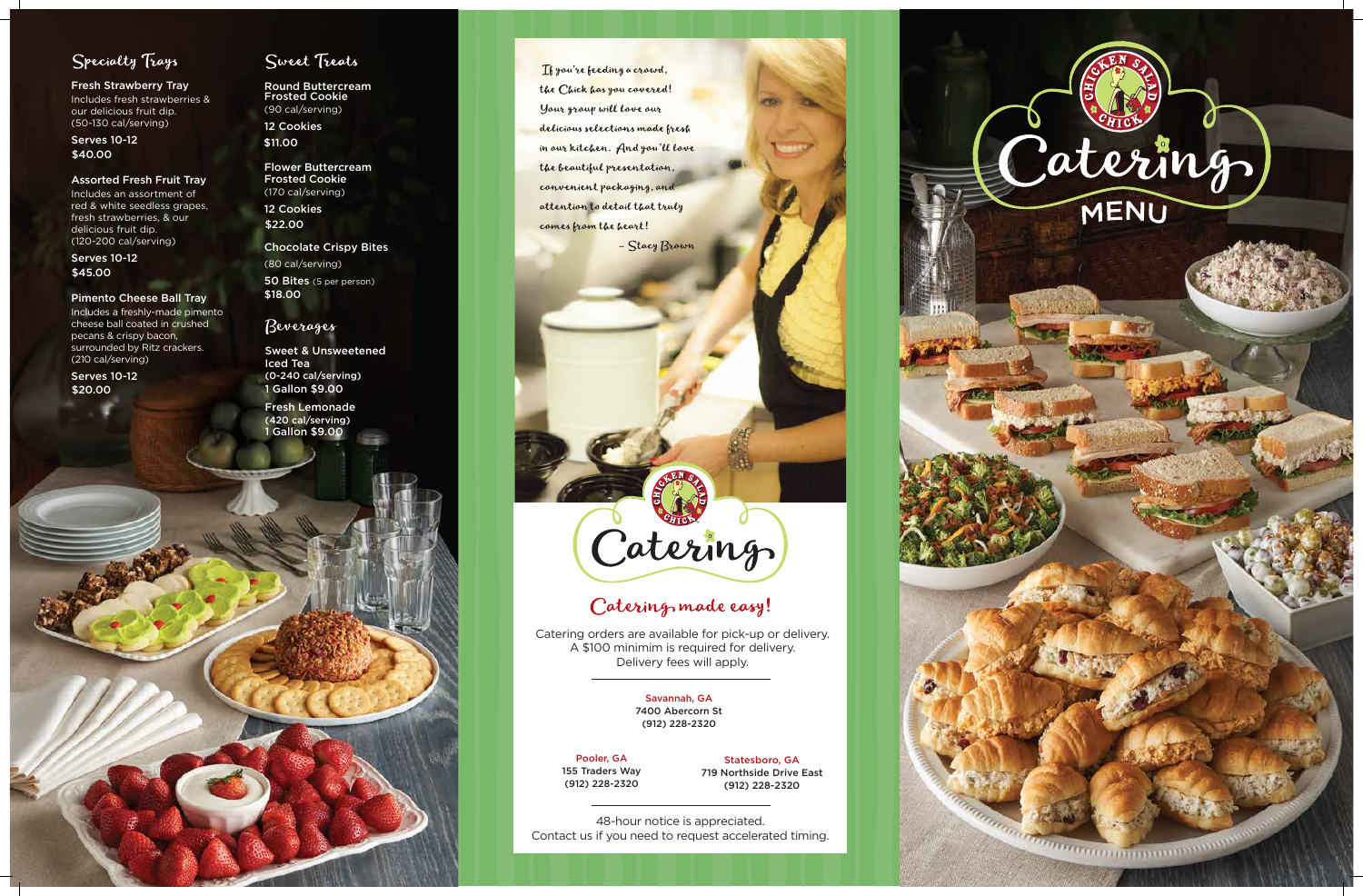## Specialty Trays

**Fresh Strawberry Tray**
Includes fresh strawberries & our delicious fruit dip.
(50-130 cal/serving)

Serves 10-12
$40.00

**Assorted Fresh Fruit Tray**
Includes an assortment of red & white seedless grapes, fresh strawberries, & our delicious fruit dip.
(120-200 cal/serving)

Serves 10-12
$45.00

**Pimento Cheese Ball Tray**
Includes a freshly-made pimento cheese ball coated in crushed pecans & crispy bacon, surrounded by Ritz crackers.
(210 cal/serving)

Serves 10-12
$20.00

## Sweet Treats

**Round Buttercream Frosted Cookie**
(90 cal/serving)

12 Cookies
$11.00

**Flower Buttercream Frosted Cookie**
(170 cal/serving)

12 Cookies
$22.00

**Chocolate Crispy Bites**
(80 cal/serving)

50 Bites (5 per person)
$18.00

## Beverages

**Sweet & Unsweetened Iced Tea**
(0-240 cal/serving)
1 Gallon $9.00

**Fresh Lemonade**
(420 cal/serving)
1 Gallon $9.00

*If you're feeding a crowd, the Chick has you covered! Your group will love our delicious selections made fresh in our kitchen. And you'll love the beautiful presentation, convenient packaging, and attention to detail that truly comes from the heart!*

*– Stacy Brown*

Chicken Salad Chick

# Catering

## Catering made easy!

Catering orders are available for pick-up or delivery. A $100 minimim is required for delivery. Delivery fees will apply.

**Savannah, GA**
7400 Abercorn St
(912) 228-2320

**Pooler, GA**
155 Traders Way
(912) 228-2320

**Statesboro, GA**
719 Northside Drive East
(912) 228-2320

48-hour notice is appreciated.
Contact us if you need to request accelerated timing.

Chicken Salad Chick

# Catering MENU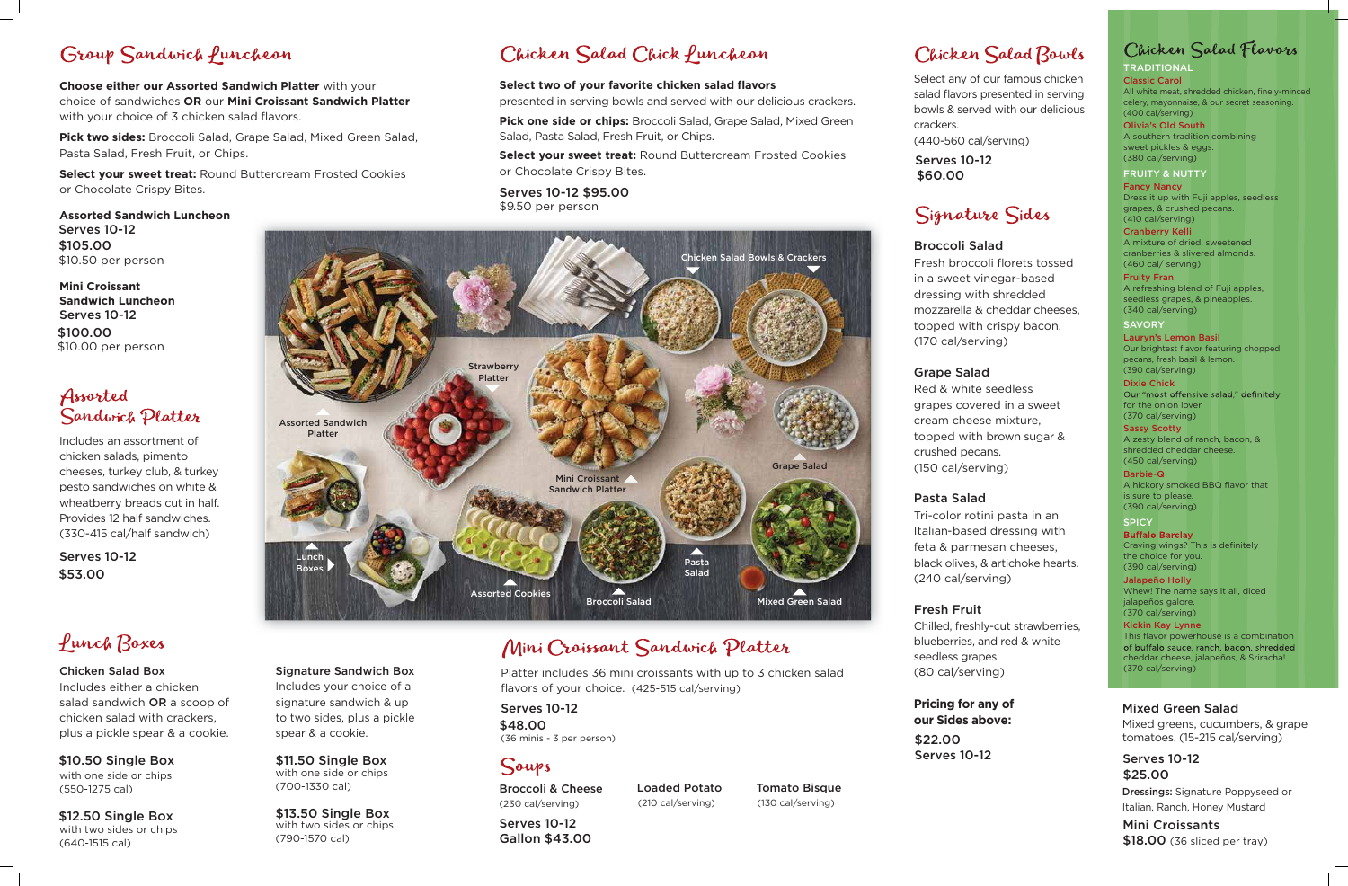## Group Sandwich Luncheon

**Choose either our Assorted Sandwich Platter** with your choice of sandwiches **OR** our **Mini Croissant Sandwich Platter** with your choice of 3 chicken salad flavors.

**Pick two sides:** Broccoli Salad, Grape Salad, Mixed Green Salad, Pasta Salad, Fresh Fruit, or Chips.

**Select your sweet treat:** Round Buttercream Frosted Cookies or Chocolate Crispy Bites.

**Assorted Sandwich Luncheon**
Serves 10-12
$105.00
$10.50 per person

**Mini Croissant Sandwich Luncheon**
Serves 10-12
$100.00
$10.00 per person

## Assorted Sandwich Platter

Includes an assortment of chicken salads, pimento cheeses, turkey club, & turkey pesto sandwiches on white & wheatberry breads cut in half. Provides 12 half sandwiches. (330-415 cal/half sandwich)

Serves 10-12
$53.00

## Lunch Boxes

**Chicken Salad Box**
Includes either a chicken salad sandwich **OR** a scoop of chicken salad with crackers, plus a pickle spear & a cookie.

**$10.50 Single Box** with one side or chips (550-1275 cal)

**$12.50 Single Box** with two sides or chips (640-1515 cal)

**Signature Sandwich Box**
Includes your choice of a signature sandwich & up to two sides, plus a pickle spear & a cookie.

**$11.50 Single Box** with one side or chips (700-1330 cal)

**$13.50 Single Box** with two sides or chips (790-1570 cal)

## Chicken Salad Chick Luncheon

**Select two of your favorite chicken salad flavors** presented in serving bowls and served with our delicious crackers.

**Pick one side or chips:** Broccoli Salad, Grape Salad, Mixed Green Salad, Pasta Salad, Fresh Fruit, or Chips.

**Select your sweet treat:** Round Buttercream Frosted Cookies or Chocolate Crispy Bites.

Serves 10-12 $95.00
$9.50 per person

Chicken Salad Bowls & Crackers
Strawberry Platter
Assorted Sandwich Platter
Mini Croissant Sandwich Platter
Grape Salad
Lunch Boxes
Pasta Salad
Assorted Cookies
Broccoli Salad
Mixed Green Salad

## Mini Croissant Sandwich Platter

Platter includes 36 mini croissants with up to 3 chicken salad flavors of your choice. (425-515 cal/serving)

Serves 10-12
$48.00
(36 minis - 3 per person)

## Soups

**Broccoli & Cheese** (230 cal/serving)

**Loaded Potato** (210 cal/serving)

**Tomato Bisque** (130 cal/serving)

Serves 10-12
Gallon $43.00

## Chicken Salad Bowls

Select any of our famous chicken salad flavors presented in serving bowls & served with our delicious crackers.
(440-560 cal/serving)

Serves 10-12
$60.00

## Signature Sides

**Broccoli Salad**
Fresh broccoli florets tossed in a sweet vinegar-based dressing with shredded mozzarella & cheddar cheeses, topped with crispy bacon. (170 cal/serving)

**Grape Salad**
Red & white seedless grapes covered in a sweet cream cheese mixture, topped with brown sugar & crushed pecans. (150 cal/serving)

**Pasta Salad**
Tri-color rotini pasta in an Italian-based dressing with feta & parmesan cheeses, black olives, & artichoke hearts. (240 cal/serving)

**Fresh Fruit**
Chilled, freshly-cut strawberries, blueberries, and red & white seedless grapes. (80 cal/serving)

**Pricing for any of our Sides above:**
$22.00
Serves 10-12

## Chicken Salad Flavors

### TRADITIONAL

**Classic Carol**
All white meat, shredded chicken, finely-minced celery, mayonnaise, & our secret seasoning. (400 cal/serving)

**Olivia's Old South**
A southern tradition combining sweet pickles & eggs. (380 cal/serving)

### FRUITY & NUTTY

**Fancy Nancy**
Dress it up with Fuji apples, seedless grapes, & crushed pecans. (410 cal/serving)

**Cranberry Kelli**
A mixture of dried, sweetened cranberries & slivered almonds. (460 cal/ serving)

**Fruity Fran**
A refreshing blend of Fuji apples, seedless grapes, & pineapples. (340 cal/serving)

### SAVORY

**Lauryn's Lemon Basil**
Our brightest flavor featuring chopped pecans, fresh basil & lemon. (390 cal/serving)

**Dixie Chick**
Our "most offensive salad," definitely for the onion lover. (370 cal/serving)

**Sassy Scotty**
A zesty blend of ranch, bacon, & shredded cheddar cheese. (450 cal/serving)

**Barbie-Q**
A hickory smoked BBQ flavor that is sure to please. (390 cal/serving)

### SPICY

**Buffalo Barclay**
Craving wings? This is definitely the choice for you. (390 cal/serving)

**Jalapeño Holly**
Whew! The name says it all, diced jalapeños galore. (370 cal/serving)

**Kickin Kay Lynne**
This flavor powerhouse is a combination of buffalo sauce, ranch, bacon, shredded cheddar cheese, jalapeños, & Sriracha! (370 cal/serving)

**Mixed Green Salad**
Mixed greens, cucumbers, & grape tomatoes. (15-215 cal/serving)

Serves 10-12
$25.00

**Dressings:** Signature Poppyseed or Italian, Ranch, Honey Mustard

**Mini Croissants**
$18.00 (36 sliced per tray)